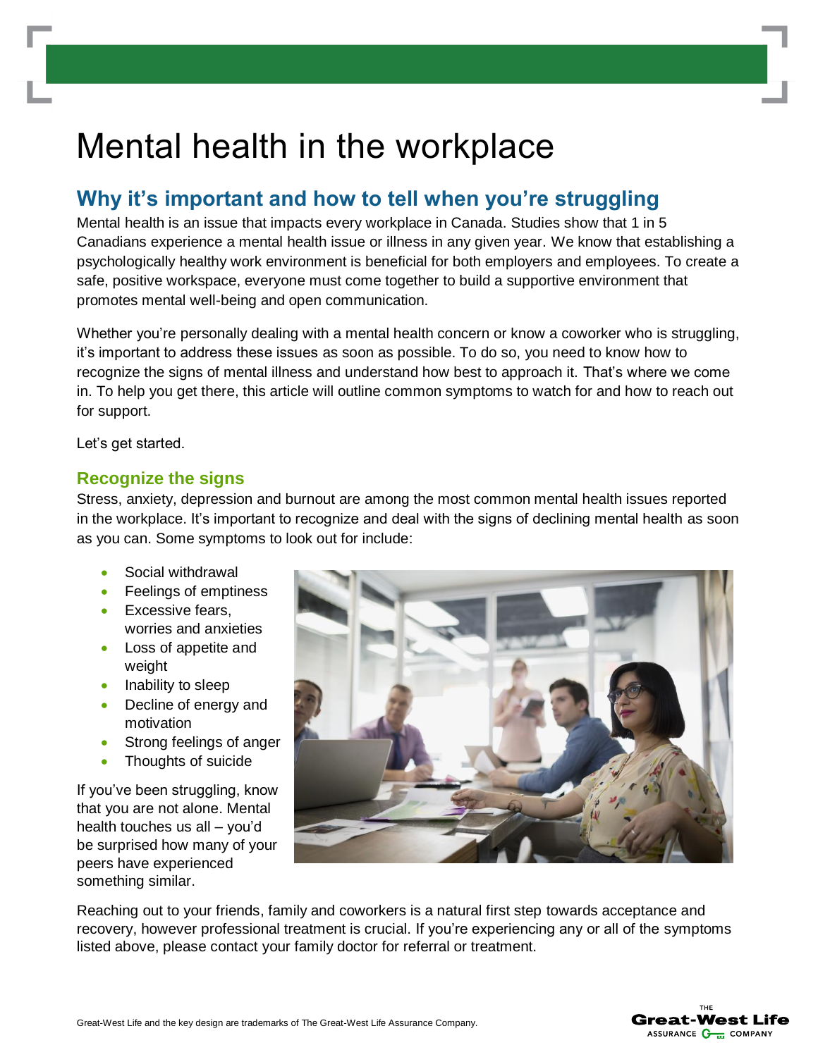# Mental health in the workplace

## Why it's important and how to tell when you're struggling

Mental health is an issue that impacts every workplace in Canada. Studies show that 1 in 5 Canadians experience a mental health issue or illness in any given year. We know that establishing a psychologically healthy work environment is beneficial for both employers and employees. To create a safe, positive workspace, everyone must come together to build a supportive environment that promotes mental well-being and open communication.

Whether you're personally dealing with a mental health concern or know a coworker who is struggling, it's important to address these issues as soon as possible. To do so, you need to know how to recognize the signs of mental illness and understand how best to approach it. That's where we come in. To help you get there, this article will outline common symptoms to watch for and how to reach out for support.

Let's get started.

### Recognize the signs

Stress, anxiety, depression and burnout are among the most common mental health issues reported in the workplace. It's important to recognize and deal with the signs of declining mental health as soon as you can. Some symptoms to look out for include:

- Social withdrawal
- Feelings of emptiness
- Excessive fears, worries and anxieties
- Loss of appetite and weight
- Inability to sleep
- Decline of energy and motivation
- Strong feelings of anger
- Thoughts of suicide

If you've been struggling, know that you are not alone. Mental health touches us all – you'd be surprised how many of your peers have experienced something similar.

Reaching out to your friends, family and coworkers is a natural first step towards acceptance and recovery, however professional treatment is crucial. If you're experiencing any or all of the symptoms listed above, please contact your family doctor for referral or treatment.

Great-West Life and the key design are trademarks of The Great-West Life Assurance Company.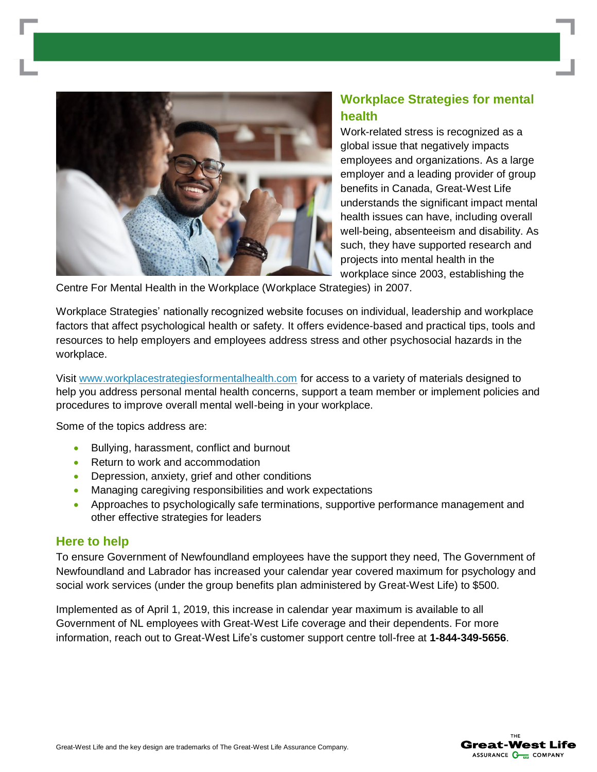## Workplace Strategies for mental health

Work-related stress is recognized as a global issue that negatively impacts employees and organizations. As a large employer and a leading provider of group benefits in Canada, Great-West Life understands the significant impact mental health issues can have, including overall well-being, absenteeism and disability. As such, they have supported research and projects into mental health in the workplace since 2003, establishing the Centre For Mental Health in the Workplace (Workplace Strategies) in 2007.

Workplace Strategies' nationally recognized website focuses on individual, leadership and workplace factors that affect psychological health or safety. It offers evidence-based and practical tips, tools and resources to help employers and employees address stress and other psychosocial hazards in the workplace.

Visit [www.workplacestrategiesformentalhealth.com](http://www.workplacestrategiesformentalhealth.com) for access to a variety of materials designed to help you address personal mental health concerns, support a team member or implement policies and procedures to improve overall mental well-being in your workplace.

Some of the topics address are:

- Bullying, harassment, conflict and burnout
- Return to work and accommodation
- Depression, anxiety, grief and other conditions
- Managing caregiving responsibilities and work expectations
- Approaches to psychologically safe terminations, supportive performance management and other effective strategies for leaders

## Here to help

To ensure Government of Newfoundland employees have the support they need, The Government of Newfoundland and Labrador has increased your calendar year covered maximum for psychology and social work services (under the group benefits plan administered by Great-West Life) to $500.

Implemented as of April 1, 2019, this increase in calendar year maximum is available to all Government of NL employees with Great-West Life coverage and their dependents. For more information, reach out to Great-West Life's customer support centre toll-free at **1-844-349-5656**.

Great-West Life and the key design are trademarks of The Great-West Life Assurance Company.

THE Great-West Life ASSURANCE COMPANY